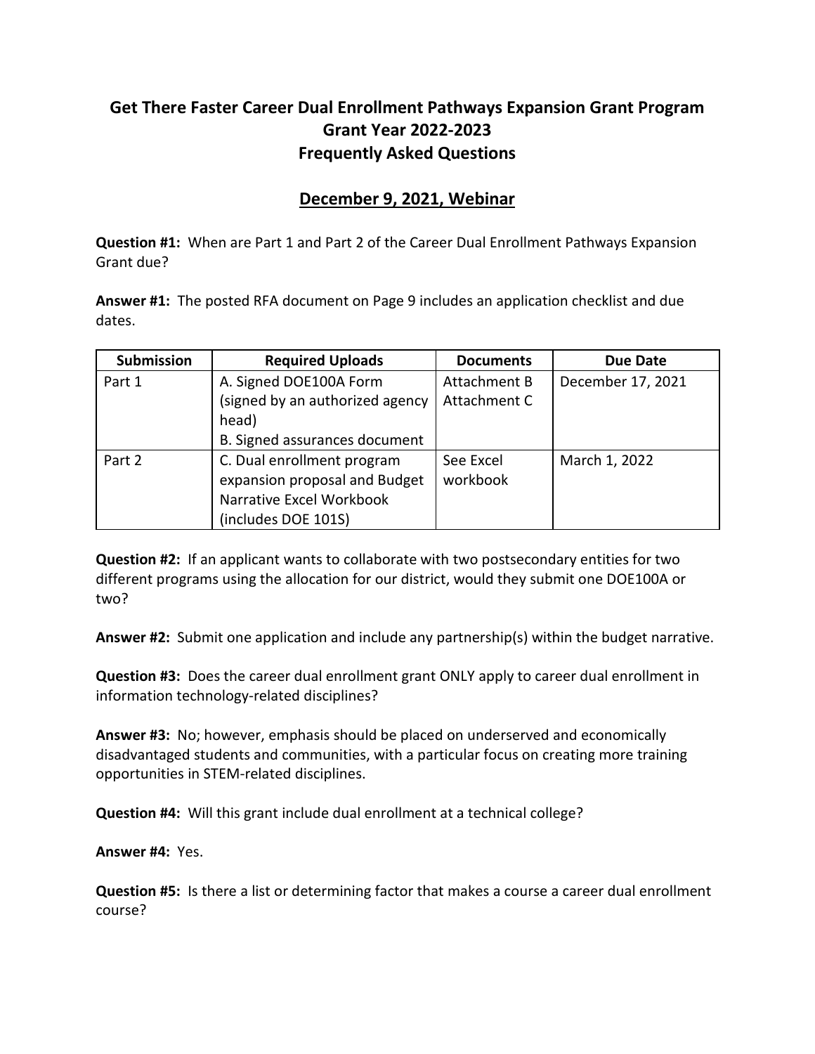# Get There Faster Career Dual Enrollment Pathways Expansion Grant Program
# Grant Year 2022-2023
# Frequently Asked Questions

## December 9, 2021, Webinar

**Question #1:** When are Part 1 and Part 2 of the Career Dual Enrollment Pathways Expansion Grant due?

**Answer #1:** The posted RFA document on Page 9 includes an application checklist and due dates.

| Submission | Required Uploads | Documents | Due Date |
|---|---|---|---|
| Part 1 | A. Signed DOE100A Form (signed by an authorized agency head)<br>B. Signed assurances document | Attachment B<br>Attachment C | December 17, 2021 |
| Part 2 | C. Dual enrollment program expansion proposal and Budget Narrative Excel Workbook (includes DOE 101S) | See Excel workbook | March 1, 2022 |

**Question #2:** If an applicant wants to collaborate with two postsecondary entities for two different programs using the allocation for our district, would they submit one DOE100A or two?

**Answer #2:** Submit one application and include any partnership(s) within the budget narrative.

**Question #3:** Does the career dual enrollment grant ONLY apply to career dual enrollment in information technology-related disciplines?

**Answer #3:** No; however, emphasis should be placed on underserved and economically disadvantaged students and communities, with a particular focus on creating more training opportunities in STEM-related disciplines.

**Question #4:** Will this grant include dual enrollment at a technical college?

**Answer #4:** Yes.

**Question #5:** Is there a list or determining factor that makes a course a career dual enrollment course?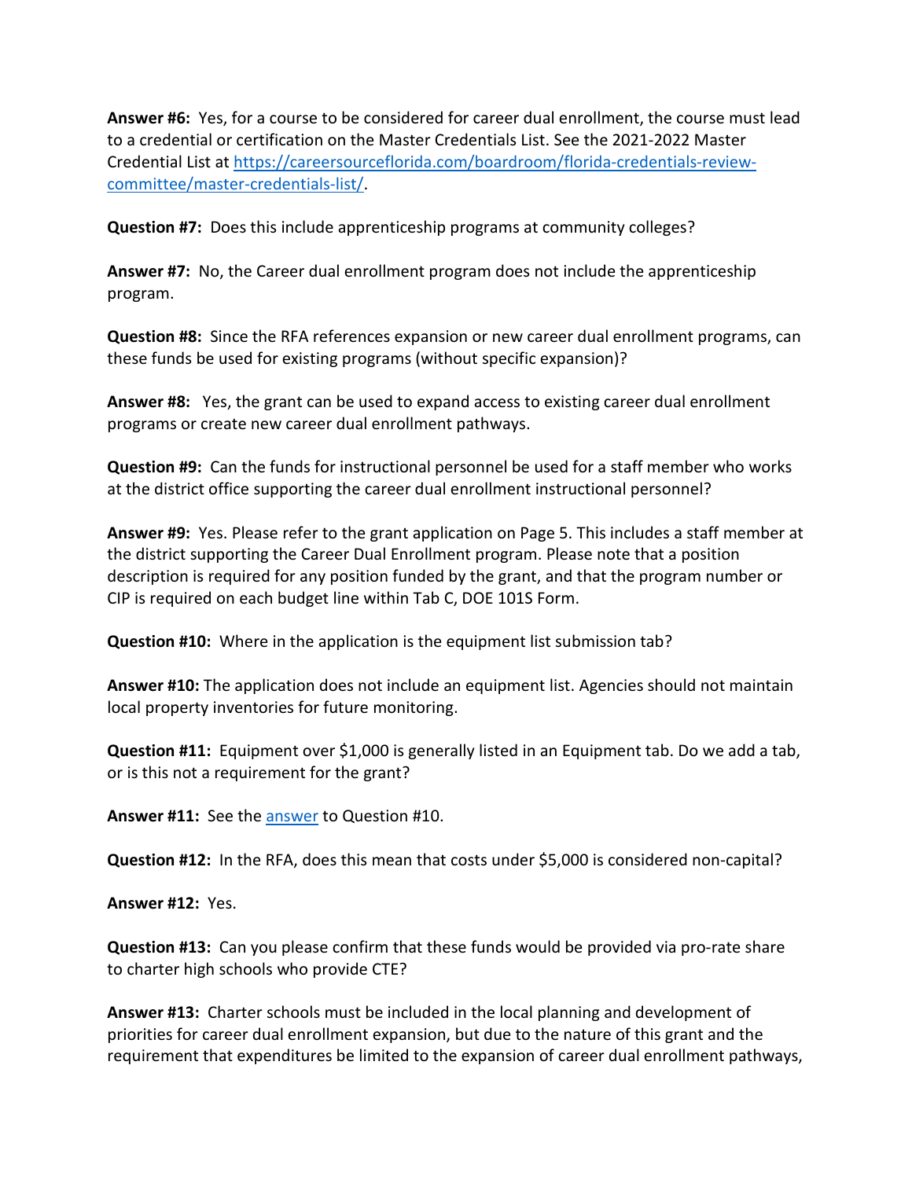**Answer #6:** Yes, for a course to be considered for career dual enrollment, the course must lead to a credential or certification on the Master Credentials List. See the 2021-2022 Master Credential List at [https://careersourceflorida.com/boardroom/florida-credentials-review-committee/master-credentials-list/](https://careersourceflorida.com/boardroom/florida-credentials-review-committee/master-credentials-list/).

**Question #7:** Does this include apprenticeship programs at community colleges?

**Answer #7:** No, the Career dual enrollment program does not include the apprenticeship program.

**Question #8:** Since the RFA references expansion or new career dual enrollment programs, can these funds be used for existing programs (without specific expansion)?

**Answer #8:** Yes, the grant can be used to expand access to existing career dual enrollment programs or create new career dual enrollment pathways.

**Question #9:** Can the funds for instructional personnel be used for a staff member who works at the district office supporting the career dual enrollment instructional personnel?

**Answer #9:** Yes. Please refer to the grant application on Page 5. This includes a staff member at the district supporting the Career Dual Enrollment program. Please note that a position description is required for any position funded by the grant, and that the program number or CIP is required on each budget line within Tab C, DOE 101S Form.

**Question #10:** Where in the application is the equipment list submission tab?

**Answer #10:** The application does not include an equipment list. Agencies should not maintain local property inventories for future monitoring.

**Question #11:** Equipment over $1,000 is generally listed in an Equipment tab. Do we add a tab, or is this not a requirement for the grant?

**Answer #11:** See the answer to Question #10.

**Question #12:** In the RFA, does this mean that costs under $5,000 is considered non-capital?

**Answer #12:** Yes.

**Question #13:** Can you please confirm that these funds would be provided via pro-rate share to charter high schools who provide CTE?

**Answer #13:** Charter schools must be included in the local planning and development of priorities for career dual enrollment expansion, but due to the nature of this grant and the requirement that expenditures be limited to the expansion of career dual enrollment pathways,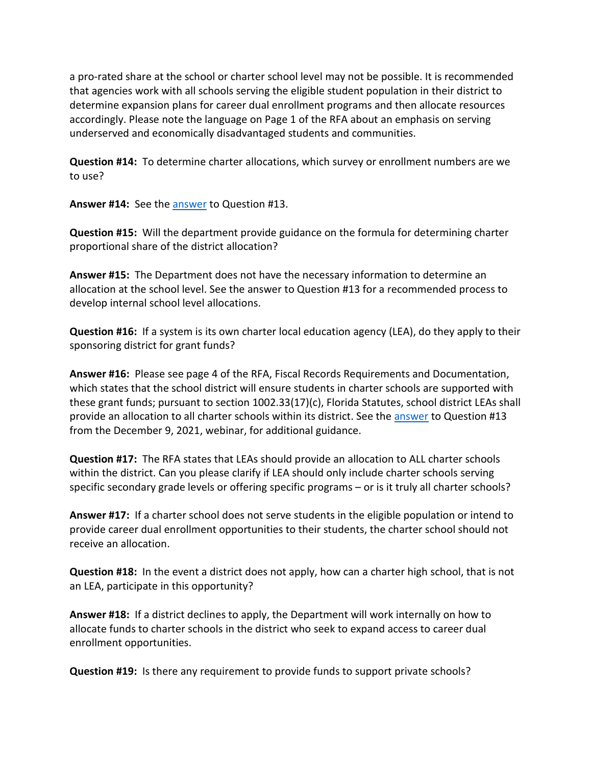a pro-rated share at the school or charter school level may not be possible. It is recommended that agencies work with all schools serving the eligible student population in their district to determine expansion plans for career dual enrollment programs and then allocate resources accordingly. Please note the language on Page 1 of the RFA about an emphasis on serving underserved and economically disadvantaged students and communities.

**Question #14:** To determine charter allocations, which survey or enrollment numbers are we to use?

**Answer #14:** See the answer to Question #13.

**Question #15:** Will the department provide guidance on the formula for determining charter proportional share of the district allocation?

**Answer #15:** The Department does not have the necessary information to determine an allocation at the school level. See the answer to Question #13 for a recommended process to develop internal school level allocations.

**Question #16:** If a system is its own charter local education agency (LEA), do they apply to their sponsoring district for grant funds?

**Answer #16:** Please see page 4 of the RFA, Fiscal Records Requirements and Documentation, which states that the school district will ensure students in charter schools are supported with these grant funds; pursuant to section 1002.33(17)(c), Florida Statutes, school district LEAs shall provide an allocation to all charter schools within its district. See the answer to Question #13 from the December 9, 2021, webinar, for additional guidance.

**Question #17:** The RFA states that LEAs should provide an allocation to ALL charter schools within the district. Can you please clarify if LEA should only include charter schools serving specific secondary grade levels or offering specific programs – or is it truly all charter schools?

**Answer #17:** If a charter school does not serve students in the eligible population or intend to provide career dual enrollment opportunities to their students, the charter school should not receive an allocation.

**Question #18:** In the event a district does not apply, how can a charter high school, that is not an LEA, participate in this opportunity?

**Answer #18:** If a district declines to apply, the Department will work internally on how to allocate funds to charter schools in the district who seek to expand access to career dual enrollment opportunities.

**Question #19:** Is there any requirement to provide funds to support private schools?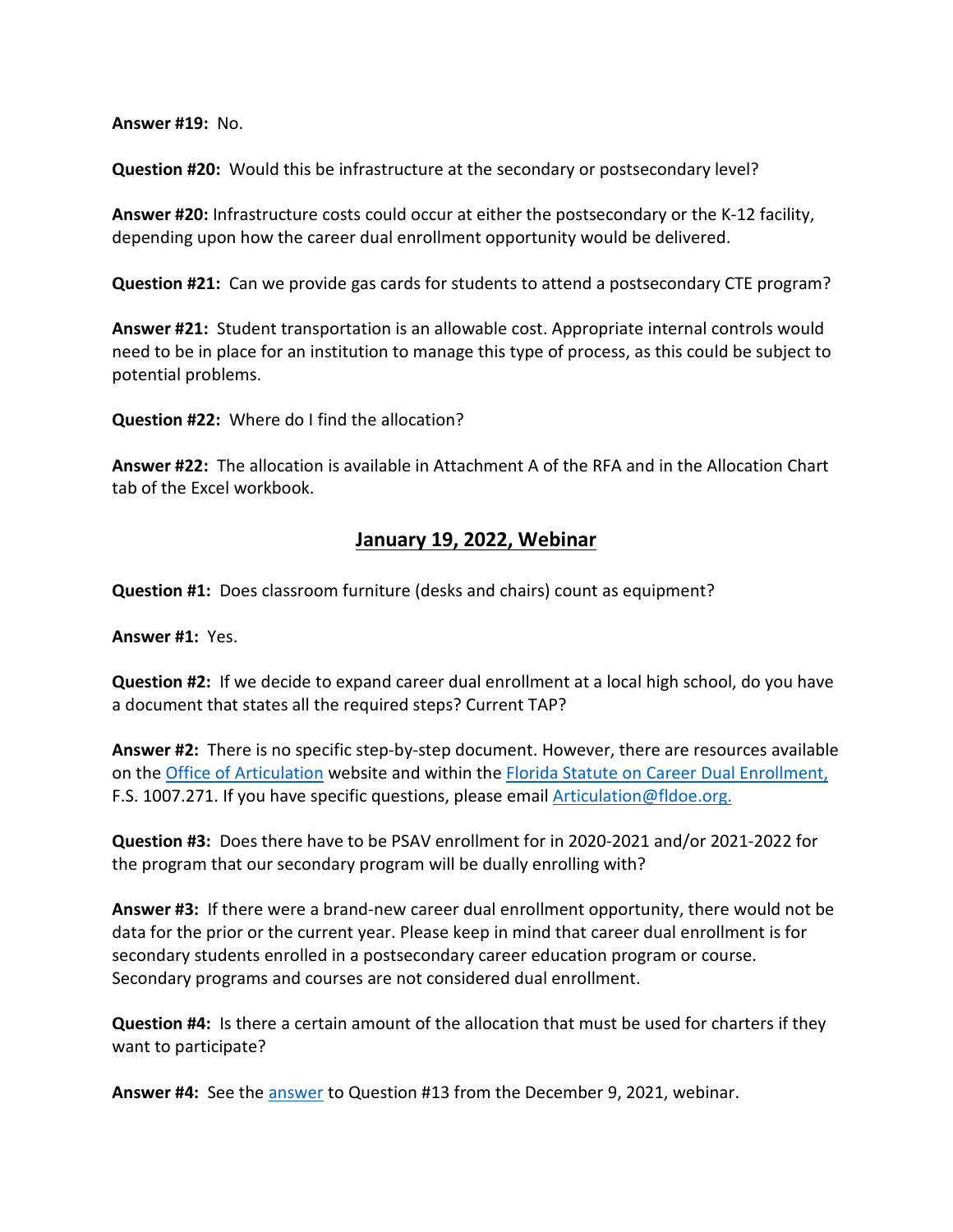**Answer #19:** No.

**Question #20:** Would this be infrastructure at the secondary or postsecondary level?

**Answer #20:** Infrastructure costs could occur at either the postsecondary or the K-12 facility, depending upon how the career dual enrollment opportunity would be delivered.

**Question #21:** Can we provide gas cards for students to attend a postsecondary CTE program?

**Answer #21:** Student transportation is an allowable cost. Appropriate internal controls would need to be in place for an institution to manage this type of process, as this could be subject to potential problems.

**Question #22:** Where do I find the allocation?

**Answer #22:** The allocation is available in Attachment A of the RFA and in the Allocation Chart tab of the Excel workbook.

## January 19, 2022, Webinar

**Question #1:** Does classroom furniture (desks and chairs) count as equipment?

**Answer #1:** Yes.

**Question #2:** If we decide to expand career dual enrollment at a local high school, do you have a document that states all the required steps? Current TAP?

**Answer #2:** There is no specific step-by-step document. However, there are resources available on the Office of Articulation website and within the Florida Statute on Career Dual Enrollment, F.S. 1007.271. If you have specific questions, please email Articulation@fldoe.org.

**Question #3:** Does there have to be PSAV enrollment for in 2020-2021 and/or 2021-2022 for the program that our secondary program will be dually enrolling with?

**Answer #3:** If there were a brand-new career dual enrollment opportunity, there would not be data for the prior or the current year. Please keep in mind that career dual enrollment is for secondary students enrolled in a postsecondary career education program or course. Secondary programs and courses are not considered dual enrollment.

**Question #4:** Is there a certain amount of the allocation that must be used for charters if they want to participate?

**Answer #4:** See the answer to Question #13 from the December 9, 2021, webinar.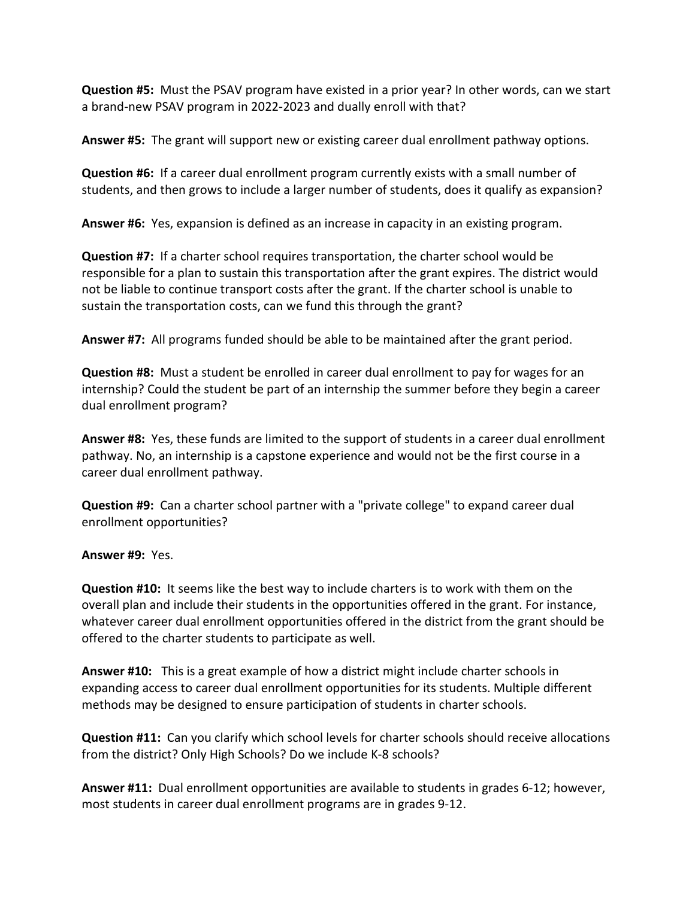**Question #5:** Must the PSAV program have existed in a prior year? In other words, can we start a brand-new PSAV program in 2022-2023 and dually enroll with that?

**Answer #5:** The grant will support new or existing career dual enrollment pathway options.

**Question #6:** If a career dual enrollment program currently exists with a small number of students, and then grows to include a larger number of students, does it qualify as expansion?

**Answer #6:** Yes, expansion is defined as an increase in capacity in an existing program.

**Question #7:** If a charter school requires transportation, the charter school would be responsible for a plan to sustain this transportation after the grant expires. The district would not be liable to continue transport costs after the grant. If the charter school is unable to sustain the transportation costs, can we fund this through the grant?

**Answer #7:** All programs funded should be able to be maintained after the grant period.

**Question #8:** Must a student be enrolled in career dual enrollment to pay for wages for an internship? Could the student be part of an internship the summer before they begin a career dual enrollment program?

**Answer #8:** Yes, these funds are limited to the support of students in a career dual enrollment pathway. No, an internship is a capstone experience and would not be the first course in a career dual enrollment pathway.

**Question #9:** Can a charter school partner with a "private college" to expand career dual enrollment opportunities?

**Answer #9:** Yes.

**Question #10:** It seems like the best way to include charters is to work with them on the overall plan and include their students in the opportunities offered in the grant. For instance, whatever career dual enrollment opportunities offered in the district from the grant should be offered to the charter students to participate as well.

**Answer #10:** This is a great example of how a district might include charter schools in expanding access to career dual enrollment opportunities for its students. Multiple different methods may be designed to ensure participation of students in charter schools.

**Question #11:** Can you clarify which school levels for charter schools should receive allocations from the district? Only High Schools? Do we include K-8 schools?

**Answer #11:** Dual enrollment opportunities are available to students in grades 6-12; however, most students in career dual enrollment programs are in grades 9-12.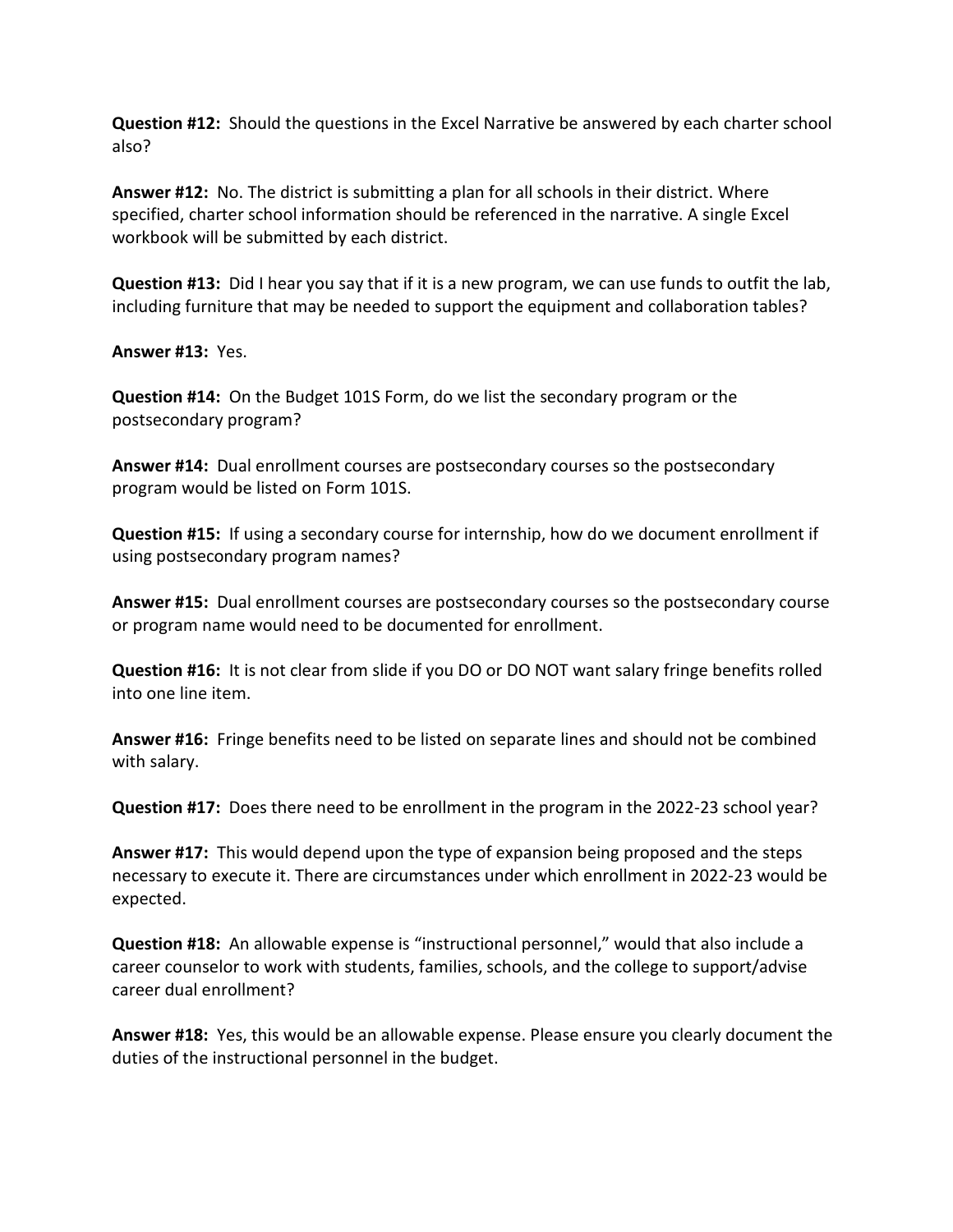**Question #12:** Should the questions in the Excel Narrative be answered by each charter school also?

**Answer #12:** No. The district is submitting a plan for all schools in their district. Where specified, charter school information should be referenced in the narrative. A single Excel workbook will be submitted by each district.

**Question #13:** Did I hear you say that if it is a new program, we can use funds to outfit the lab, including furniture that may be needed to support the equipment and collaboration tables?

**Answer #13:** Yes.

**Question #14:** On the Budget 101S Form, do we list the secondary program or the postsecondary program?

**Answer #14:** Dual enrollment courses are postsecondary courses so the postsecondary program would be listed on Form 101S.

**Question #15:** If using a secondary course for internship, how do we document enrollment if using postsecondary program names?

**Answer #15:** Dual enrollment courses are postsecondary courses so the postsecondary course or program name would need to be documented for enrollment.

**Question #16:** It is not clear from slide if you DO or DO NOT want salary fringe benefits rolled into one line item.

**Answer #16:** Fringe benefits need to be listed on separate lines and should not be combined with salary.

**Question #17:** Does there need to be enrollment in the program in the 2022-23 school year?

**Answer #17:** This would depend upon the type of expansion being proposed and the steps necessary to execute it. There are circumstances under which enrollment in 2022-23 would be expected.

**Question #18:** An allowable expense is "instructional personnel," would that also include a career counselor to work with students, families, schools, and the college to support/advise career dual enrollment?

**Answer #18:** Yes, this would be an allowable expense. Please ensure you clearly document the duties of the instructional personnel in the budget.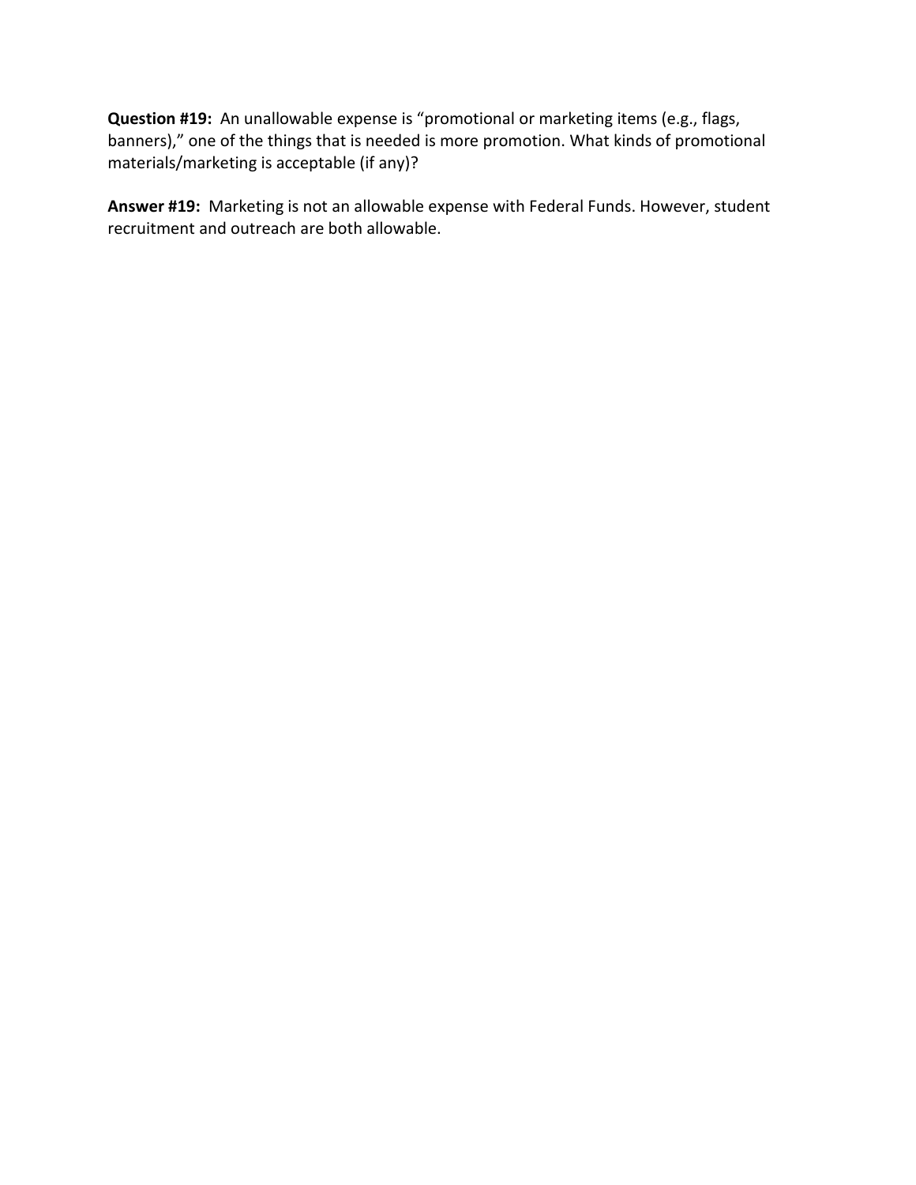**Question #19:** An unallowable expense is "promotional or marketing items (e.g., flags, banners)," one of the things that is needed is more promotion. What kinds of promotional materials/marketing is acceptable (if any)?

**Answer #19:** Marketing is not an allowable expense with Federal Funds. However, student recruitment and outreach are both allowable.